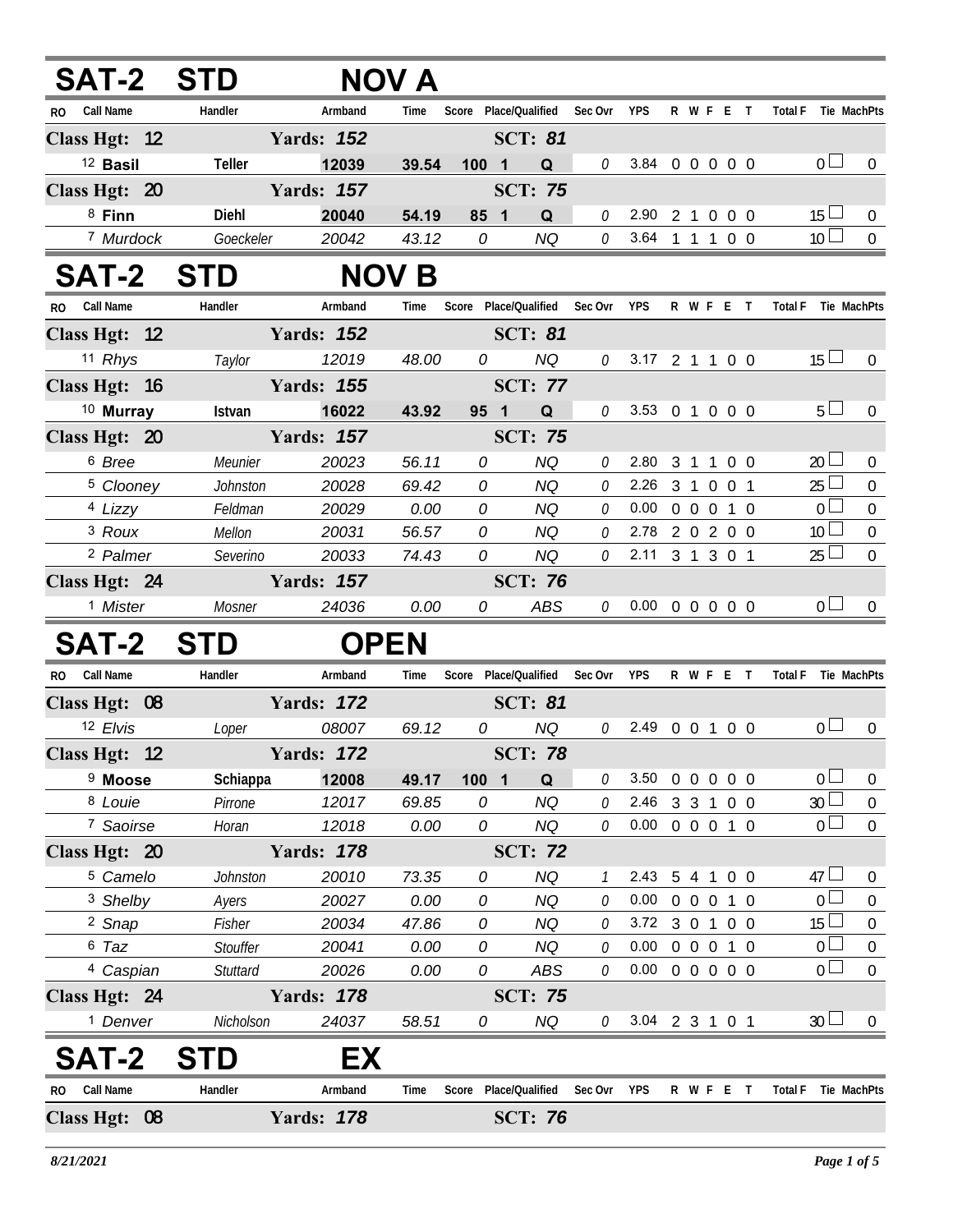## SAT-2 STD NOV A

| RO | Call Name | Handler | Armband | Time | Score | Place/Qualified | | Sec Ovr | YPS | R | W | F | E | T | Total F | Tie | MachPts |
|---|---|---|---|---|---|---|---|---|---|---|---|---|---|---|---|---|---|
| **Class Hgt: 12** | | **Yards: 152** | | | | **SCT: 81** | | | | | | | | | | | |
| 12 | **Basil** | **Teller** | **12039** | **39.54** | **100** | **1** | **Q** | 0 | 3.84 | 0 | 0 | 0 | 0 | 0 | 0 | ☐ | 0 |
| **Class Hgt: 20** | | **Yards: 157** | | | | **SCT: 75** | | | | | | | | | | | |
| 8 | **Finn** | **Diehl** | **20040** | **54.19** | **85** | **1** | **Q** | 0 | 2.90 | 2 | 1 | 0 | 0 | 0 | 15 | ☐ | 0 |
| 7 | *Murdock* | *Goeckeler* | *20042* | *43.12* | *0* | | *NQ* | 0 | 3.64 | 1 | 1 | 1 | 0 | 0 | 10 | ☐ | 0 |

## SAT-2 STD NOV B

| RO | Call Name | Handler | Armband | Time | Score | Place/Qualified | | Sec Ovr | YPS | R | W | F | E | T | Total F | Tie | MachPts |
|---|---|---|---|---|---|---|---|---|---|---|---|---|---|---|---|---|---|
| **Class Hgt: 12** | | **Yards: 152** | | | | **SCT: 81** | | | | | | | | | | | |
| 11 | *Rhys* | *Taylor* | *12019* | *48.00* | *0* | | *NQ* | 0 | 3.17 | 2 | 1 | 1 | 0 | 0 | 15 | ☐ | 0 |
| **Class Hgt: 16** | | **Yards: 155** | | | | **SCT: 77** | | | | | | | | | | | |
| 10 | **Murray** | **Istvan** | **16022** | **43.92** | **95** | **1** | **Q** | 0 | 3.53 | 0 | 1 | 0 | 0 | 0 | 5 | ☐ | 0 |
| **Class Hgt: 20** | | **Yards: 157** | | | | **SCT: 75** | | | | | | | | | | | |
| 6 | *Bree* | *Meunier* | *20023* | *56.11* | *0* | | *NQ* | 0 | 2.80 | 3 | 1 | 1 | 0 | 0 | 20 | ☐ | 0 |
| 5 | *Clooney* | *Johnston* | *20028* | *69.42* | *0* | | *NQ* | 0 | 2.26 | 3 | 1 | 0 | 0 | 1 | 25 | ☐ | 0 |
| 4 | *Lizzy* | *Feldman* | *20029* | *0.00* | *0* | | *NQ* | 0 | 0.00 | 0 | 0 | 0 | 1 | 0 | 0 | ☐ | 0 |
| 3 | *Roux* | *Mellon* | *20031* | *56.57* | *0* | | *NQ* | 0 | 2.78 | 2 | 0 | 2 | 0 | 0 | 10 | ☐ | 0 |
| 2 | *Palmer* | *Severino* | *20033* | *74.43* | *0* | | *NQ* | 0 | 2.11 | 3 | 1 | 3 | 0 | 1 | 25 | ☐ | 0 |
| **Class Hgt: 24** | | **Yards: 157** | | | | **SCT: 76** | | | | | | | | | | | |
| 1 | *Mister* | *Mosner* | *24036* | *0.00* | *0* | | *ABS* | 0 | 0.00 | 0 | 0 | 0 | 0 | 0 | 0 | ☐ | 0 |

## SAT-2 STD OPEN

| RO | Call Name | Handler | Armband | Time | Score | Place/Qualified | | Sec Ovr | YPS | R | W | F | E | T | Total F | Tie | MachPts |
|---|---|---|---|---|---|---|---|---|---|---|---|---|---|---|---|---|---|
| **Class Hgt: 08** | | **Yards: 172** | | | | **SCT: 81** | | | | | | | | | | | |
| 12 | *Elvis* | *Loper* | *08007* | *69.12* | *0* | | *NQ* | 0 | 2.49 | 0 | 0 | 1 | 0 | 0 | 0 | ☐ | 0 |
| **Class Hgt: 12** | | **Yards: 172** | | | | **SCT: 78** | | | | | | | | | | | |
| 9 | **Moose** | **Schiappa** | **12008** | **49.17** | **100** | **1** | **Q** | 0 | 3.50 | 0 | 0 | 0 | 0 | 0 | 0 | ☐ | 0 |
| 8 | *Louie* | *Pirrone* | *12017* | *69.85* | *0* | | *NQ* | 0 | 2.46 | 3 | 3 | 1 | 0 | 0 | 30 | ☐ | 0 |
| 7 | *Saoirse* | *Horan* | *12018* | *0.00* | *0* | | *NQ* | 0 | 0.00 | 0 | 0 | 0 | 1 | 0 | 0 | ☐ | 0 |
| **Class Hgt: 20** | | **Yards: 178** | | | | **SCT: 72** | | | | | | | | | | | |
| 5 | *Camelo* | *Johnston* | *20010* | *73.35* | *0* | | *NQ* | 1 | 2.43 | 5 | 4 | 1 | 0 | 0 | 47 | ☐ | 0 |
| 3 | *Shelby* | *Ayers* | *20027* | *0.00* | *0* | | *NQ* | 0 | 0.00 | 0 | 0 | 0 | 1 | 0 | 0 | ☐ | 0 |
| 2 | *Snap* | *Fisher* | *20034* | *47.86* | *0* | | *NQ* | 0 | 3.72 | 3 | 0 | 1 | 0 | 0 | 15 | ☐ | 0 |
| 6 | *Taz* | *Stouffer* | *20041* | *0.00* | *0* | | *NQ* | 0 | 0.00 | 0 | 0 | 0 | 1 | 0 | 0 | ☐ | 0 |
| 4 | *Caspian* | *Stuttard* | *20026* | *0.00* | *0* | | *ABS* | 0 | 0.00 | 0 | 0 | 0 | 0 | 0 | 0 | ☐ | 0 |
| **Class Hgt: 24** | | **Yards: 178** | | | | **SCT: 75** | | | | | | | | | | | |
| 1 | *Denver* | *Nicholson* | *24037* | *58.51* | *0* | | *NQ* | 0 | 3.04 | 2 | 3 | 1 | 0 | 1 | 30 | ☐ | 0 |

## SAT-2 STD EX

| RO | Call Name | Handler | Armband | Time | Score | Place/Qualified | | Sec Ovr | YPS | R | W | F | E | T | Total F | Tie | MachPts |
|---|---|---|---|---|---|---|---|---|---|---|---|---|---|---|---|---|---|
| **Class Hgt: 08** | | **Yards: 178** | | | | **SCT: 76** | | | | | | | | | | | |

*8/21/2021*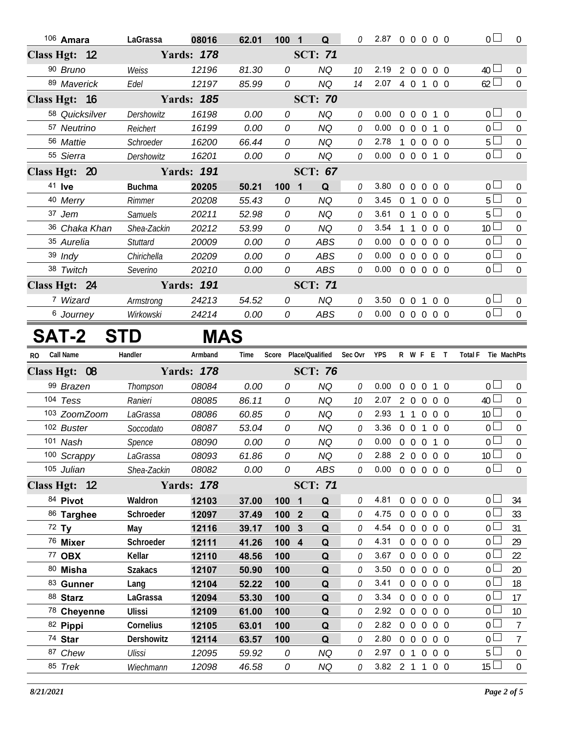| RO | Call Name | Handler | Armband | Time | Score | Place/Qualified | Sec Ovr | YPS | R | W | F | E | T | Total F | Tie | MachPts |
|---|---|---|---|---|---|---|---|---|---|---|---|---|---|---|---|---|
| 106 | **Amara** | **LaGrassa** | **08016** | **62.01** | **100** | **1 Q** | 0 | 2.87 | 0 | 0 | 0 | 0 | 0 | 0 | | 0 |
| **Class Hgt: 12** | | **Yards: 178** | | | | **SCT: 71** | | | | | | | | | | |
| 90 | *Bruno* | *Weiss* | *12196* | *81.30* | *0* | *NQ* | 10 | 2.19 | 2 | 0 | 0 | 0 | 0 | 40 | | 0 |
| 89 | *Maverick* | *Edel* | *12197* | *85.99* | *0* | *NQ* | 14 | 2.07 | 4 | 0 | 1 | 0 | 0 | 62 | | 0 |
| **Class Hgt: 16** | | **Yards: 185** | | | | **SCT: 70** | | | | | | | | | | |
| 58 | *Quicksilver* | *Dershowitz* | *16198* | *0.00* | *0* | *NQ* | 0 | 0.00 | 0 | 0 | 0 | 1 | 0 | 0 | | 0 |
| 57 | *Neutrino* | *Reichert* | *16199* | *0.00* | *0* | *NQ* | 0 | 0.00 | 0 | 0 | 0 | 1 | 0 | 0 | | 0 |
| 56 | *Mattie* | *Schroeder* | *16200* | *66.44* | *0* | *NQ* | 0 | 2.78 | 1 | 0 | 0 | 0 | 0 | 5 | | 0 |
| 55 | *Sierra* | *Dershowitz* | *16201* | *0.00* | *0* | *NQ* | 0 | 0.00 | 0 | 0 | 0 | 1 | 0 | 0 | | 0 |
| **Class Hgt: 20** | | **Yards: 191** | | | | **SCT: 67** | | | | | | | | | | |
| 41 | **Ive** | **Buchma** | **20205** | **50.21** | **100** | **1 Q** | 0 | 3.80 | 0 | 0 | 0 | 0 | 0 | 0 | | 0 |
| 40 | *Merry* | *Rimmer* | *20208* | *55.43* | *0* | *NQ* | 0 | 3.45 | 0 | 1 | 0 | 0 | 0 | 5 | | 0 |
| 37 | *Jem* | *Samuels* | *20211* | *52.98* | *0* | *NQ* | 0 | 3.61 | 0 | 1 | 0 | 0 | 0 | 5 | | 0 |
| 36 | *Chaka Khan* | *Shea-Zackin* | *20212* | *53.99* | *0* | *NQ* | 0 | 3.54 | 1 | 1 | 0 | 0 | 0 | 10 | | 0 |
| 35 | *Aurelia* | *Stuttard* | *20009* | *0.00* | *0* | *ABS* | 0 | 0.00 | 0 | 0 | 0 | 0 | 0 | 0 | | 0 |
| 39 | *Indy* | *Chirichella* | *20209* | *0.00* | *0* | *ABS* | 0 | 0.00 | 0 | 0 | 0 | 0 | 0 | 0 | | 0 |
| 38 | *Twitch* | *Severino* | *20210* | *0.00* | *0* | *ABS* | 0 | 0.00 | 0 | 0 | 0 | 0 | 0 | 0 | | 0 |
| **Class Hgt: 24** | | **Yards: 191** | | | | **SCT: 71** | | | | | | | | | | |
| 7 | *Wizard* | *Armstrong* | *24213* | *54.52* | *0* | *NQ* | 0 | 3.50 | 0 | 0 | 1 | 0 | 0 | 0 | | 0 |
| 6 | *Journey* | *Wirkowski* | *24214* | *0.00* | *0* | *ABS* | 0 | 0.00 | 0 | 0 | 0 | 0 | 0 | 0 | | 0 |

# SAT-2 STD MAS

| RO | Call Name | Handler | Armband | Time | Score | Place/Qualified | Sec Ovr | YPS | R | W | F | E | T | Total F | Tie | MachPts |
|---|---|---|---|---|---|---|---|---|---|---|---|---|---|---|---|---|
| **Class Hgt: 08** | | **Yards: 178** | | | | **SCT: 76** | | | | | | | | | | |
| 99 | *Brazen* | *Thompson* | *08084* | *0.00* | *0* | *NQ* | 0 | 0.00 | 0 | 0 | 0 | 1 | 0 | 0 | | 0 |
| 104 | *Tess* | *Ranieri* | *08085* | *86.11* | *0* | *NQ* | 10 | 2.07 | 2 | 0 | 0 | 0 | 0 | 40 | | 0 |
| 103 | *ZoomZoom* | *LaGrassa* | *08086* | *60.85* | *0* | *NQ* | 0 | 2.93 | 1 | 1 | 0 | 0 | 0 | 10 | | 0 |
| 102 | *Buster* | *Soccodato* | *08087* | *53.04* | *0* | *NQ* | 0 | 3.36 | 0 | 0 | 1 | 0 | 0 | 0 | | 0 |
| 101 | *Nash* | *Spence* | *08090* | *0.00* | *0* | *NQ* | 0 | 0.00 | 0 | 0 | 0 | 1 | 0 | 0 | | 0 |
| 100 | *Scrappy* | *LaGrassa* | *08093* | *61.86* | *0* | *NQ* | 0 | 2.88 | 2 | 0 | 0 | 0 | 0 | 10 | | 0 |
| 105 | *Julian* | *Shea-Zackin* | *08082* | *0.00* | *0* | *ABS* | 0 | 0.00 | 0 | 0 | 0 | 0 | 0 | 0 | | 0 |
| **Class Hgt: 12** | | **Yards: 178** | | | | **SCT: 71** | | | | | | | | | | |
| 84 | **Pivot** | **Waldron** | **12103** | **37.00** | **100** | **1 Q** | 0 | 4.81 | 0 | 0 | 0 | 0 | 0 | 0 | | 34 |
| 86 | **Targhee** | **Schroeder** | **12097** | **37.49** | **100** | **2 Q** | 0 | 4.75 | 0 | 0 | 0 | 0 | 0 | 0 | | 33 |
| 72 | **Ty** | **May** | **12116** | **39.17** | **100** | **3 Q** | 0 | 4.54 | 0 | 0 | 0 | 0 | 0 | 0 | | 31 |
| 76 | **Mixer** | **Schroeder** | **12111** | **41.26** | **100** | **4 Q** | 0 | 4.31 | 0 | 0 | 0 | 0 | 0 | 0 | | 29 |
| 77 | **OBX** | **Kellar** | **12110** | **48.56** | **100** | **Q** | 0 | 3.67 | 0 | 0 | 0 | 0 | 0 | 0 | | 22 |
| 80 | **Misha** | **Szakacs** | **12107** | **50.90** | **100** | **Q** | 0 | 3.50 | 0 | 0 | 0 | 0 | 0 | 0 | | 20 |
| 83 | **Gunner** | **Lang** | **12104** | **52.22** | **100** | **Q** | 0 | 3.41 | 0 | 0 | 0 | 0 | 0 | 0 | | 18 |
| 88 | **Starz** | **LaGrassa** | **12094** | **53.30** | **100** | **Q** | 0 | 3.34 | 0 | 0 | 0 | 0 | 0 | 0 | | 17 |
| 78 | **Cheyenne** | **Ulissi** | **12109** | **61.00** | **100** | **Q** | 0 | 2.92 | 0 | 0 | 0 | 0 | 0 | 0 | | 10 |
| 82 | **Pippi** | **Cornelius** | **12105** | **63.01** | **100** | **Q** | 0 | 2.82 | 0 | 0 | 0 | 0 | 0 | 0 | | 7 |
| 74 | **Star** | **Dershowitz** | **12114** | **63.57** | **100** | **Q** | 0 | 2.80 | 0 | 0 | 0 | 0 | 0 | 0 | | 7 |
| 87 | *Chew* | *Ulissi* | *12095* | *59.92* | *0* | *NQ* | 0 | 2.97 | 0 | 1 | 0 | 0 | 0 | 5 | | 0 |
| 85 | *Trek* | *Wiechmann* | *12098* | *46.58* | *0* | *NQ* | 0 | 3.82 | 2 | 1 | 1 | 0 | 0 | 15 | | 0 |

*8/21/2021*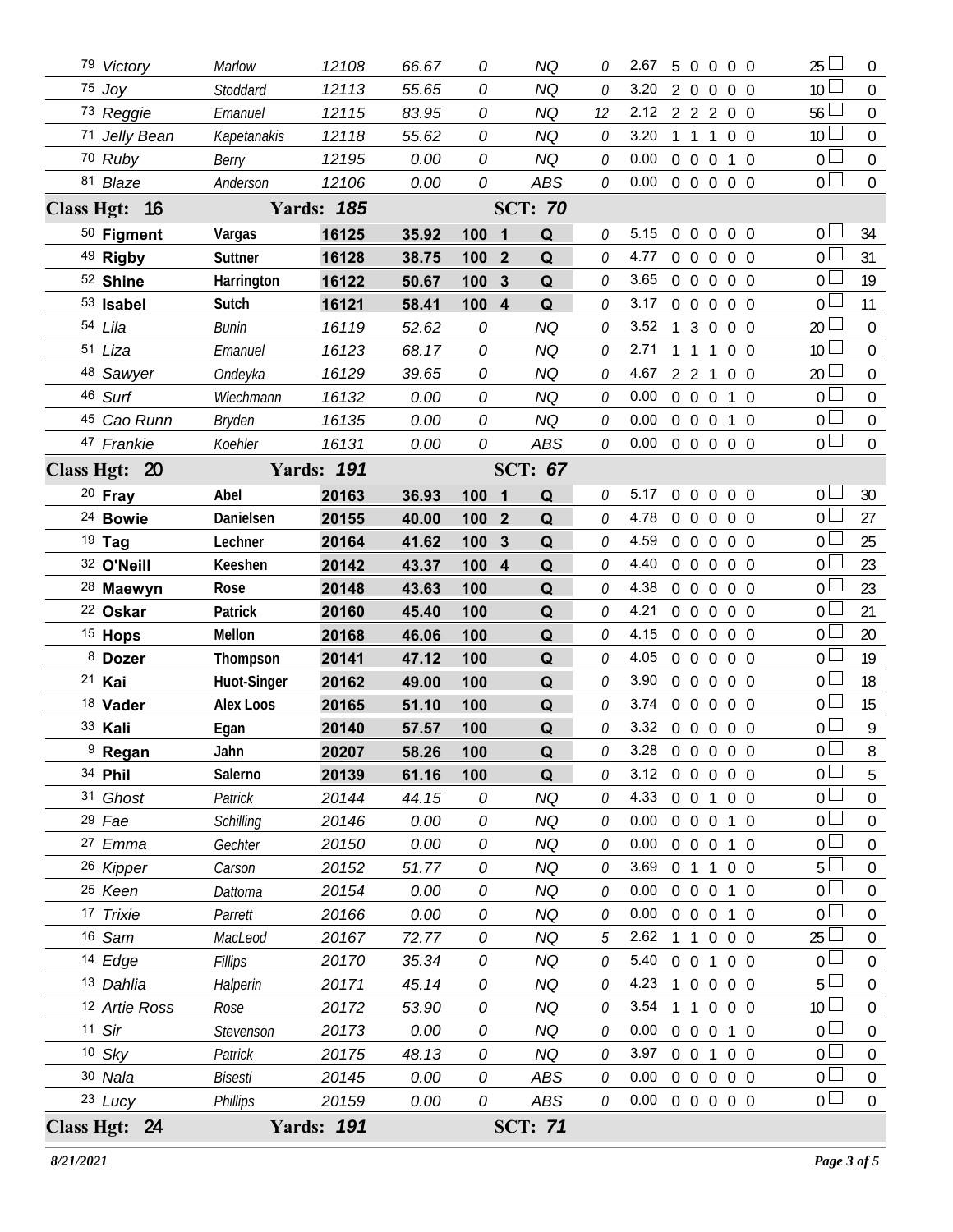| # | Dog | Handler | Reg | Time | Score | Place | Q | Pts | YPS | Faults | | | | | Total | Title Pts |
|---|---|---|---|---|---|---|---|---|---|---|---|---|---|---|---|---|
| 79 | Victory | Marlow | 12108 | 66.67 | 0 | | NQ | 0 | 2.67 | 5 | 0 | 0 | 0 | 0 | 25 | 0 |
| 75 | Joy | Stoddard | 12113 | 55.65 | 0 | | NQ | 0 | 3.20 | 2 | 0 | 0 | 0 | 0 | 10 | 0 |
| 73 | Reggie | Emanuel | 12115 | 83.95 | 0 | | NQ | 12 | 2.12 | 2 | 2 | 2 | 0 | 0 | 56 | 0 |
| 71 | Jelly Bean | Kapetanakis | 12118 | 55.62 | 0 | | NQ | 0 | 3.20 | 1 | 1 | 1 | 0 | 0 | 10 | 0 |
| 70 | Ruby | Berry | 12195 | 0.00 | 0 | | NQ | 0 | 0.00 | 0 | 0 | 0 | 1 | 0 | 0 | 0 |
| 81 | Blaze | Anderson | 12106 | 0.00 | 0 | | ABS | 0 | 0.00 | 0 | 0 | 0 | 0 | 0 | 0 | 0 |
| **Class Hgt: 16** | | **Yards: 185** | | | | **SCT: 70** | | | | | | | | | | |
| 50 | **Figment** | **Vargas** | **16125** | **35.92** | **100** | **1** | **Q** | 0 | 5.15 | 0 | 0 | 0 | 0 | 0 | 0 | 34 |
| 49 | **Rigby** | **Suttner** | **16128** | **38.75** | **100** | **2** | **Q** | 0 | 4.77 | 0 | 0 | 0 | 0 | 0 | 0 | 31 |
| 52 | **Shine** | **Harrington** | **16122** | **50.67** | **100** | **3** | **Q** | 0 | 3.65 | 0 | 0 | 0 | 0 | 0 | 0 | 19 |
| 53 | **Isabel** | **Sutch** | **16121** | **58.41** | **100** | **4** | **Q** | 0 | 3.17 | 0 | 0 | 0 | 0 | 0 | 0 | 11 |
| 54 | Lila | Bunin | 16119 | 52.62 | 0 | | NQ | 0 | 3.52 | 1 | 3 | 0 | 0 | 0 | 20 | 0 |
| 51 | Liza | Emanuel | 16123 | 68.17 | 0 | | NQ | 0 | 2.71 | 1 | 1 | 1 | 0 | 0 | 10 | 0 |
| 48 | Sawyer | Ondeyka | 16129 | 39.65 | 0 | | NQ | 0 | 4.67 | 2 | 2 | 1 | 0 | 0 | 20 | 0 |
| 46 | Surf | Wiechmann | 16132 | 0.00 | 0 | | NQ | 0 | 0.00 | 0 | 0 | 0 | 1 | 0 | 0 | 0 |
| 45 | Cao Runn | Bryden | 16135 | 0.00 | 0 | | NQ | 0 | 0.00 | 0 | 0 | 0 | 1 | 0 | 0 | 0 |
| 47 | Frankie | Koehler | 16131 | 0.00 | 0 | | ABS | 0 | 0.00 | 0 | 0 | 0 | 0 | 0 | 0 | 0 |
| **Class Hgt: 20** | | **Yards: 191** | | | | **SCT: 67** | | | | | | | | | | |
| 20 | **Fray** | **Abel** | **20163** | **36.93** | **100** | **1** | **Q** | 0 | 5.17 | 0 | 0 | 0 | 0 | 0 | 0 | 30 |
| 24 | **Bowie** | **Danielsen** | **20155** | **40.00** | **100** | **2** | **Q** | 0 | 4.78 | 0 | 0 | 0 | 0 | 0 | 0 | 27 |
| 19 | **Tag** | **Lechner** | **20164** | **41.62** | **100** | **3** | **Q** | 0 | 4.59 | 0 | 0 | 0 | 0 | 0 | 0 | 25 |
| 32 | **O'Neill** | **Keeshen** | **20142** | **43.37** | **100** | **4** | **Q** | 0 | 4.40 | 0 | 0 | 0 | 0 | 0 | 0 | 23 |
| 28 | **Maewyn** | **Rose** | **20148** | **43.63** | **100** | | **Q** | 0 | 4.38 | 0 | 0 | 0 | 0 | 0 | 0 | 23 |
| 22 | **Oskar** | **Patrick** | **20160** | **45.40** | **100** | | **Q** | 0 | 4.21 | 0 | 0 | 0 | 0 | 0 | 0 | 21 |
| 15 | **Hops** | **Mellon** | **20168** | **46.06** | **100** | | **Q** | 0 | 4.15 | 0 | 0 | 0 | 0 | 0 | 0 | 20 |
| 8 | **Dozer** | **Thompson** | **20141** | **47.12** | **100** | | **Q** | 0 | 4.05 | 0 | 0 | 0 | 0 | 0 | 0 | 19 |
| 21 | **Kai** | **Huot-Singer** | **20162** | **49.00** | **100** | | **Q** | 0 | 3.90 | 0 | 0 | 0 | 0 | 0 | 0 | 18 |
| 18 | **Vader** | **Alex Loos** | **20165** | **51.10** | **100** | | **Q** | 0 | 3.74 | 0 | 0 | 0 | 0 | 0 | 0 | 15 |
| 33 | **Kali** | **Egan** | **20140** | **57.57** | **100** | | **Q** | 0 | 3.32 | 0 | 0 | 0 | 0 | 0 | 0 | 9 |
| 9 | **Regan** | **Jahn** | **20207** | **58.26** | **100** | | **Q** | 0 | 3.28 | 0 | 0 | 0 | 0 | 0 | 0 | 8 |
| 34 | **Phil** | **Salerno** | **20139** | **61.16** | **100** | | **Q** | 0 | 3.12 | 0 | 0 | 0 | 0 | 0 | 0 | 5 |
| 31 | Ghost | Patrick | 20144 | 44.15 | 0 | | NQ | 0 | 4.33 | 0 | 0 | 1 | 0 | 0 | 0 | 0 |
| 29 | Fae | Schilling | 20146 | 0.00 | 0 | | NQ | 0 | 0.00 | 0 | 0 | 0 | 1 | 0 | 0 | 0 |
| 27 | Emma | Gechter | 20150 | 0.00 | 0 | | NQ | 0 | 0.00 | 0 | 0 | 0 | 1 | 0 | 0 | 0 |
| 26 | Kipper | Carson | 20152 | 51.77 | 0 | | NQ | 0 | 3.69 | 0 | 1 | 1 | 0 | 0 | 5 | 0 |
| 25 | Keen | Dattoma | 20154 | 0.00 | 0 | | NQ | 0 | 0.00 | 0 | 0 | 0 | 1 | 0 | 0 | 0 |
| 17 | Trixie | Parrett | 20166 | 0.00 | 0 | | NQ | 0 | 0.00 | 0 | 0 | 0 | 1 | 0 | 0 | 0 |
| 16 | Sam | MacLeod | 20167 | 72.77 | 0 | | NQ | 5 | 2.62 | 1 | 1 | 0 | 0 | 0 | 25 | 0 |
| 14 | Edge | Fillips | 20170 | 35.34 | 0 | | NQ | 0 | 5.40 | 0 | 0 | 1 | 0 | 0 | 0 | 0 |
| 13 | Dahlia | Halperin | 20171 | 45.14 | 0 | | NQ | 0 | 4.23 | 1 | 0 | 0 | 0 | 0 | 5 | 0 |
| 12 | Artie Ross | Rose | 20172 | 53.90 | 0 | | NQ | 0 | 3.54 | 1 | 1 | 0 | 0 | 0 | 10 | 0 |
| 11 | Sir | Stevenson | 20173 | 0.00 | 0 | | NQ | 0 | 0.00 | 0 | 0 | 0 | 1 | 0 | 0 | 0 |
| 10 | Sky | Patrick | 20175 | 48.13 | 0 | | NQ | 0 | 3.97 | 0 | 0 | 1 | 0 | 0 | 0 | 0 |
| 30 | Nala | Bisesti | 20145 | 0.00 | 0 | | ABS | 0 | 0.00 | 0 | 0 | 0 | 0 | 0 | 0 | 0 |
| 23 | Lucy | Phillips | 20159 | 0.00 | 0 | | ABS | 0 | 0.00 | 0 | 0 | 0 | 0 | 0 | 0 | 0 |
| **Class Hgt: 24** | | **Yards: 191** | | | | **SCT: 71** | | | | | | | | | | |

*8/21/2021*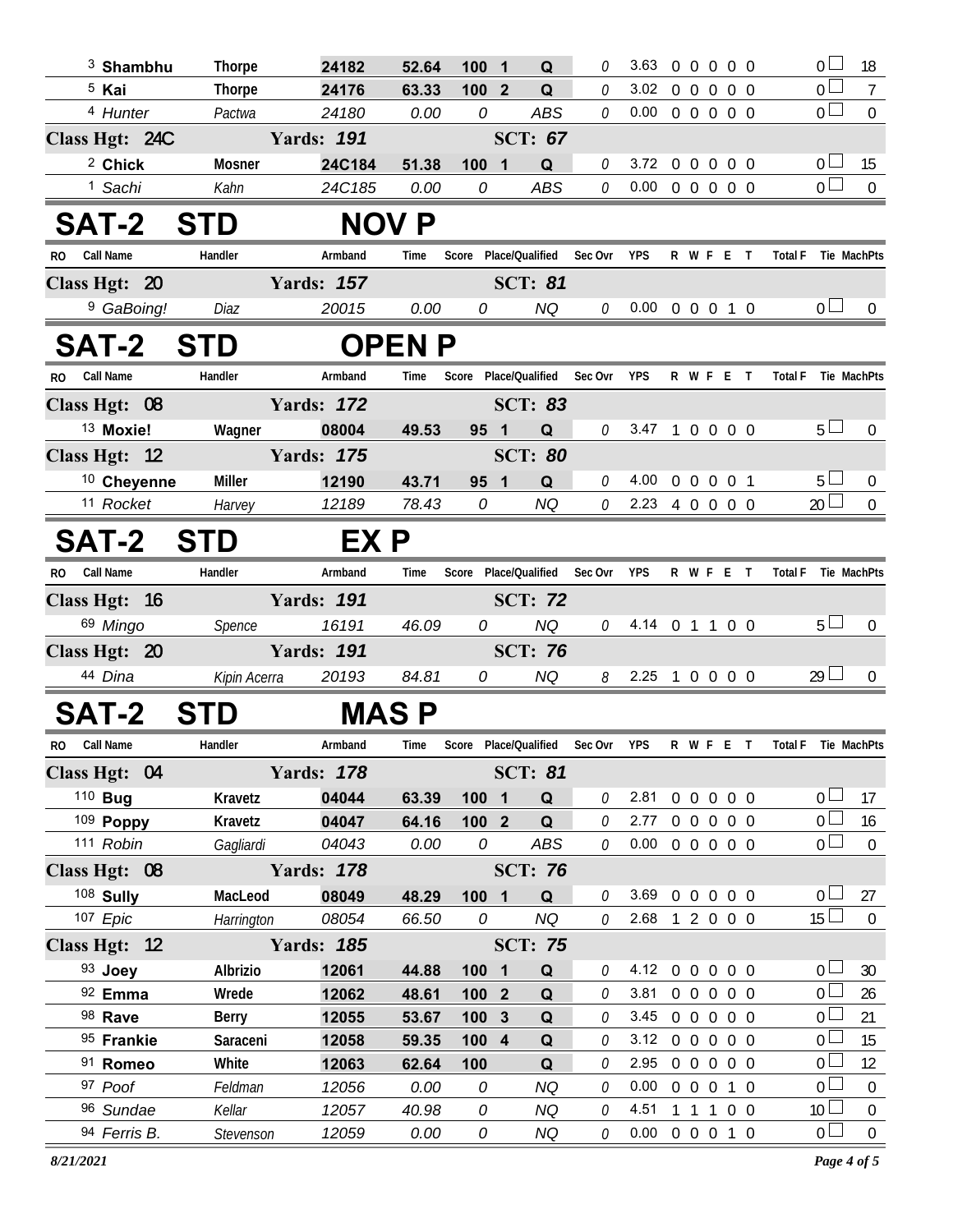| RO | Call Name | Handler | Armband | Time | Score | Place/Qualified | Sec Ovr | YPS | R W F E T | Total F | Tie MachPts |
|---|---|---|---|---|---|---|---|---|---|---|---|
| 3 | **Shambhu** | **Thorpe** | **24182** | **52.64** | **100** | **1 Q** | 0 | 3.63 | 0 0 0 0 0 | 0 | 18 |
| 5 | **Kai** | **Thorpe** | **24176** | **63.33** | **100** | **2 Q** | 0 | 3.02 | 0 0 0 0 0 | 0 | 7 |
| 4 | *Hunter* | *Pactwa* | *24180* | *0.00* | *0* | *ABS* | 0 | 0.00 | 0 0 0 0 0 | 0 | 0 |
| **Class Hgt: 24C** | | **Yards: 191** | | | | **SCT: 67** | | | | | |
| 2 | **Chick** | **Mosner** | **24C184** | **51.38** | **100** | **1 Q** | 0 | 3.72 | 0 0 0 0 0 | 0 | 15 |
| 1 | *Sachi* | *Kahn* | *24C185* | *0.00* | *0* | *ABS* | 0 | 0.00 | 0 0 0 0 0 | 0 | 0 |

# SAT-2 STD NOV P

| RO | Call Name | Handler | Armband | Time | Score | Place/Qualified | Sec Ovr | YPS | R W F E T | Total F | Tie MachPts |
|---|---|---|---|---|---|---|---|---|---|---|---|
| **Class Hgt: 20** | | **Yards: 157** | | | | **SCT: 81** | | | | | |
| 9 | *GaBoing!* | *Diaz* | *20015* | *0.00* | *0* | *NQ* | 0 | 0.00 | 0 0 0 1 0 | 0 | 0 |

# SAT-2 STD OPEN P

| RO | Call Name | Handler | Armband | Time | Score | Place/Qualified | Sec Ovr | YPS | R W F E T | Total F | Tie MachPts |
|---|---|---|---|---|---|---|---|---|---|---|---|
| **Class Hgt: 08** | | **Yards: 172** | | | | **SCT: 83** | | | | | |
| 13 | **Moxie!** | **Wagner** | **08004** | **49.53** | **95** | **1 Q** | 0 | 3.47 | 1 0 0 0 0 | 5 | 0 |
| **Class Hgt: 12** | | **Yards: 175** | | | | **SCT: 80** | | | | | |
| 10 | **Cheyenne** | **Miller** | **12190** | **43.71** | **95** | **1 Q** | 0 | 4.00 | 0 0 0 0 1 | 5 | 0 |
| 11 | *Rocket* | *Harvey* | *12189* | *78.43* | *0* | *NQ* | 0 | 2.23 | 4 0 0 0 0 | 20 | 0 |

# SAT-2 STD EX P

| RO | Call Name | Handler | Armband | Time | Score | Place/Qualified | Sec Ovr | YPS | R W F E T | Total F | Tie MachPts |
|---|---|---|---|---|---|---|---|---|---|---|---|
| **Class Hgt: 16** | | **Yards: 191** | | | | **SCT: 72** | | | | | |
| 69 | *Mingo* | *Spence* | *16191* | *46.09* | *0* | *NQ* | 0 | 4.14 | 0 1 1 0 0 | 5 | 0 |
| **Class Hgt: 20** | | **Yards: 191** | | | | **SCT: 76** | | | | | |
| 44 | *Dina* | *Kipin Acerra* | *20193* | *84.81* | *0* | *NQ* | 8 | 2.25 | 1 0 0 0 0 | 29 | 0 |

# SAT-2 STD MAS P

| RO | Call Name | Handler | Armband | Time | Score | Place/Qualified | Sec Ovr | YPS | R W F E T | Total F | Tie MachPts |
|---|---|---|---|---|---|---|---|---|---|---|---|
| **Class Hgt: 04** | | **Yards: 178** | | | | **SCT: 81** | | | | | |
| 110 | **Bug** | **Kravetz** | **04044** | **63.39** | **100** | **1 Q** | 0 | 2.81 | 0 0 0 0 0 | 0 | 17 |
| 109 | **Poppy** | **Kravetz** | **04047** | **64.16** | **100** | **2 Q** | 0 | 2.77 | 0 0 0 0 0 | 0 | 16 |
| 111 | *Robin* | *Gagliardi* | *04043* | *0.00* | *0* | *ABS* | 0 | 0.00 | 0 0 0 0 0 | 0 | 0 |
| **Class Hgt: 08** | | **Yards: 178** | | | | **SCT: 76** | | | | | |
| 108 | **Sully** | **MacLeod** | **08049** | **48.29** | **100** | **1 Q** | 0 | 3.69 | 0 0 0 0 0 | 0 | 27 |
| 107 | *Epic* | *Harrington* | *08054* | *66.50* | *0* | *NQ* | 0 | 2.68 | 1 2 0 0 0 | 15 | 0 |
| **Class Hgt: 12** | | **Yards: 185** | | | | **SCT: 75** | | | | | |
| 93 | **Joey** | **Albrizio** | **12061** | **44.88** | **100** | **1 Q** | 0 | 4.12 | 0 0 0 0 0 | 0 | 30 |
| 92 | **Emma** | **Wrede** | **12062** | **48.61** | **100** | **2 Q** | 0 | 3.81 | 0 0 0 0 0 | 0 | 26 |
| 98 | **Rave** | **Berry** | **12055** | **53.67** | **100** | **3 Q** | 0 | 3.45 | 0 0 0 0 0 | 0 | 21 |
| 95 | **Frankie** | **Saraceni** | **12058** | **59.35** | **100** | **4 Q** | 0 | 3.12 | 0 0 0 0 0 | 0 | 15 |
| 91 | **Romeo** | **White** | **12063** | **62.64** | **100** | **Q** | 0 | 2.95 | 0 0 0 0 0 | 0 | 12 |
| 97 | *Poof* | *Feldman* | *12056* | *0.00* | *0* | *NQ* | 0 | 0.00 | 0 0 0 1 0 | 0 | 0 |
| 96 | *Sundae* | *Kellar* | *12057* | *40.98* | *0* | *NQ* | 0 | 4.51 | 1 1 1 0 0 | 10 | 0 |
| 94 | *Ferris B.* | *Stevenson* | *12059* | *0.00* | *0* | *NQ* | 0 | 0.00 | 0 0 0 1 0 | 0 | 0 |

*8/21/2021*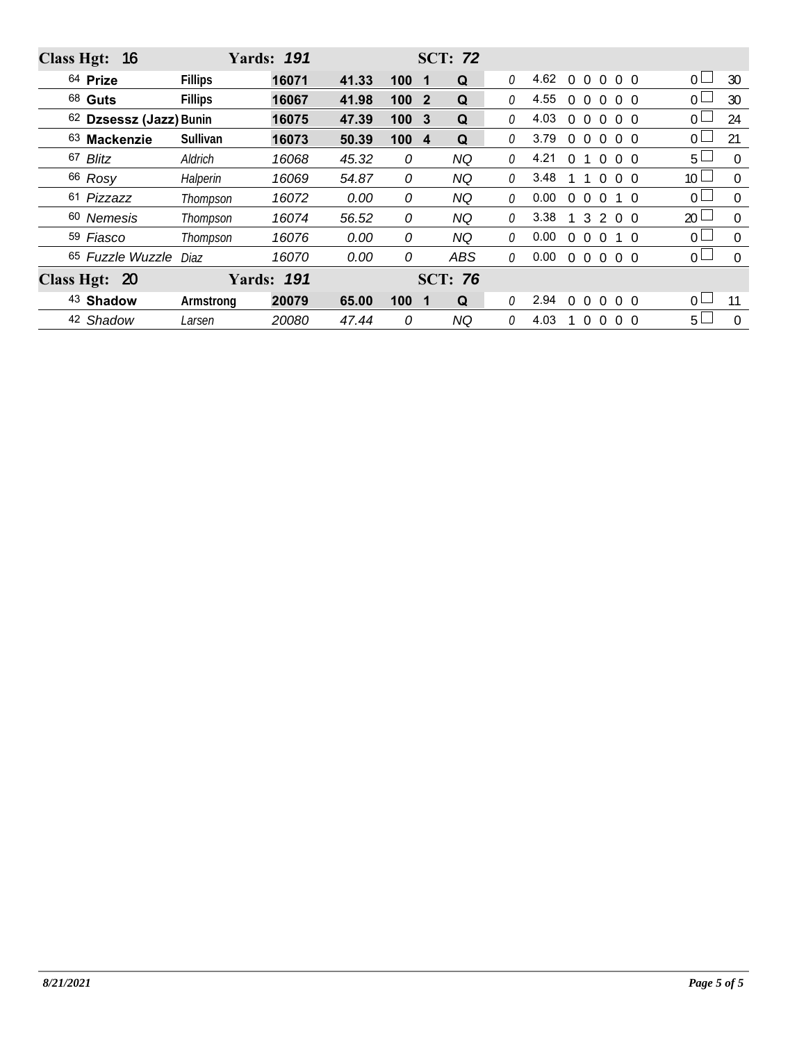| | | | | | | | | | | | | | | | | |
|---|---|---|---|---|---|---|---|---|---|---|---|---|---|---|---|---|
| **Class Hgt: 16** | | **Yards: 191** | | | | **SCT: 72** | | | | | | | | | | |
| 64 **Prize** | **Fillips** | **16071** | **41.33** | **100** | **1** | **Q** | 0 | 4.62 | 0 | 0 | 0 | 0 | 0 | 0 | ☐ | 30 |
| 68 **Guts** | **Fillips** | **16067** | **41.98** | **100** | **2** | **Q** | 0 | 4.55 | 0 | 0 | 0 | 0 | 0 | 0 | ☐ | 30 |
| 62 **Dzsessz (Jazz)** | **Bunin** | **16075** | **47.39** | **100** | **3** | **Q** | 0 | 4.03 | 0 | 0 | 0 | 0 | 0 | 0 | ☐ | 24 |
| 63 **Mackenzie** | **Sullivan** | **16073** | **50.39** | **100** | **4** | **Q** | 0 | 3.79 | 0 | 0 | 0 | 0 | 0 | 0 | ☐ | 21 |
| 67 *Blitz* | *Aldrich* | *16068* | *45.32* | *0* | | *NQ* | 0 | 4.21 | 0 | 1 | 0 | 0 | 0 | 5 | ☐ | 0 |
| 66 *Rosy* | *Halperin* | *16069* | *54.87* | *0* | | *NQ* | 0 | 3.48 | 1 | 1 | 0 | 0 | 0 | 10 | ☐ | 0 |
| 61 *Pizzazz* | *Thompson* | *16072* | *0.00* | *0* | | *NQ* | 0 | 0.00 | 0 | 0 | 0 | 1 | 0 | 0 | ☐ | 0 |
| 60 *Nemesis* | *Thompson* | *16074* | *56.52* | *0* | | *NQ* | 0 | 3.38 | 1 | 3 | 2 | 0 | 0 | 20 | ☐ | 0 |
| 59 *Fiasco* | *Thompson* | *16076* | *0.00* | *0* | | *NQ* | 0 | 0.00 | 0 | 0 | 0 | 1 | 0 | 0 | ☐ | 0 |
| 65 *Fuzzle Wuzzle* | *Diaz* | *16070* | *0.00* | *0* | | *ABS* | 0 | 0.00 | 0 | 0 | 0 | 0 | 0 | 0 | ☐ | 0 |
| **Class Hgt: 20** | | **Yards: 191** | | | | **SCT: 76** | | | | | | | | | | |
| 43 **Shadow** | **Armstrong** | **20079** | **65.00** | **100** | **1** | **Q** | 0 | 2.94 | 0 | 0 | 0 | 0 | 0 | 0 | ☐ | 11 |
| 42 *Shadow* | *Larsen* | *20080* | *47.44* | *0* | | *NQ* | 0 | 4.03 | 1 | 0 | 0 | 0 | 0 | 5 | ☐ | 0 |

*8/21/2021*